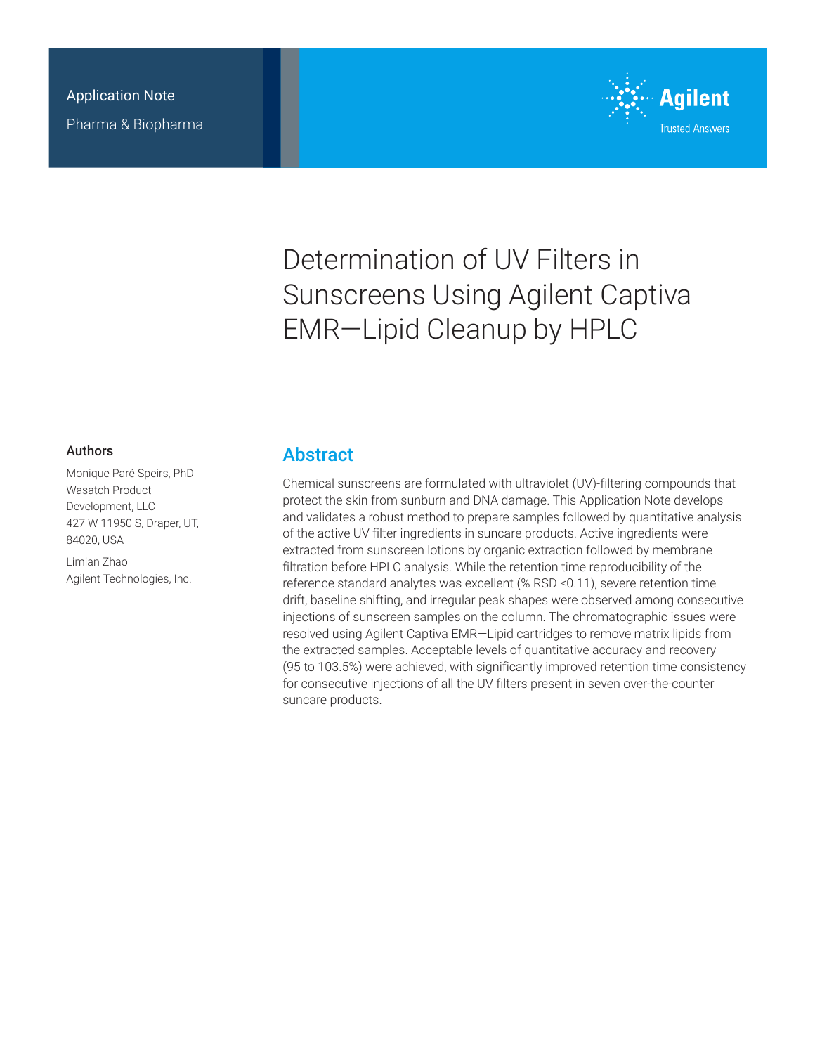Application Note

Pharma & Biopharma

# Determination of UV Filters in Sunscreens Using Agilent Captiva EMR—Lipid Cleanup by HPLC

## Authors

Monique Paré Speirs, PhD
Wasatch Product Development, LLC
427 W 11950 S, Draper, UT, 84020, USA

Limian Zhao
Agilent Technologies, Inc.

## Abstract

Chemical sunscreens are formulated with ultraviolet (UV)-filtering compounds that protect the skin from sunburn and DNA damage. This Application Note develops and validates a robust method to prepare samples followed by quantitative analysis of the active UV filter ingredients in suncare products. Active ingredients were extracted from sunscreen lotions by organic extraction followed by membrane filtration before HPLC analysis. While the retention time reproducibility of the reference standard analytes was excellent (% RSD ≤0.11), severe retention time drift, baseline shifting, and irregular peak shapes were observed among consecutive injections of sunscreen samples on the column. The chromatographic issues were resolved using Agilent Captiva EMR—Lipid cartridges to remove matrix lipids from the extracted samples. Acceptable levels of quantitative accuracy and recovery (95 to 103.5%) were achieved, with significantly improved retention time consistency for consecutive injections of all the UV filters present in seven over-the-counter suncare products.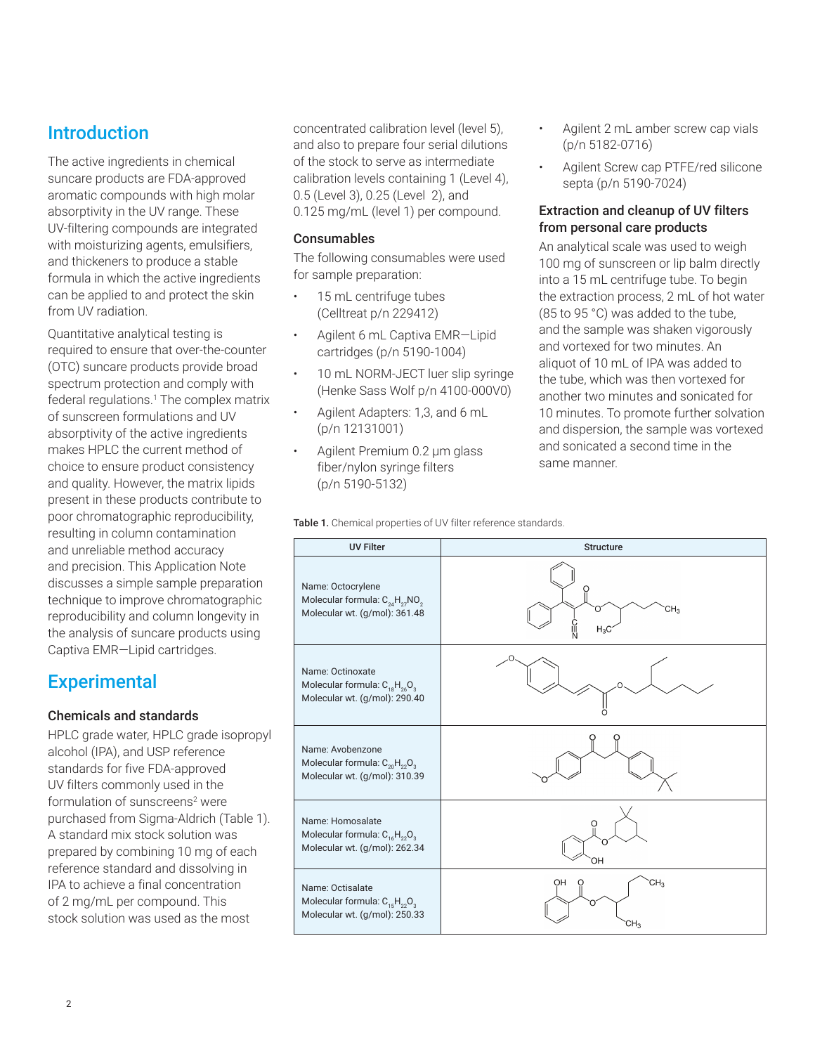## Introduction

The active ingredients in chemical suncare products are FDA-approved aromatic compounds with high molar absorptivity in the UV range. These UV-filtering compounds are integrated with moisturizing agents, emulsifiers, and thickeners to produce a stable formula in which the active ingredients can be applied to and protect the skin from UV radiation.

Quantitative analytical testing is required to ensure that over-the-counter (OTC) suncare products provide broad spectrum protection and comply with federal regulations.[1] The complex matrix of sunscreen formulations and UV absorptivity of the active ingredients makes HPLC the current method of choice to ensure product consistency and quality. However, the matrix lipids present in these products contribute to poor chromatographic reproducibility, resulting in column contamination and unreliable method accuracy and precision. This Application Note discusses a simple sample preparation technique to improve chromatographic reproducibility and column longevity in the analysis of suncare products using Captiva EMR—Lipid cartridges.

## Experimental

### Chemicals and standards

HPLC grade water, HPLC grade isopropyl alcohol (IPA), and USP reference standards for five FDA-approved UV filters commonly used in the formulation of sunscreens[2] were purchased from Sigma-Aldrich (Table 1). A standard mix stock solution was prepared by combining 10 mg of each reference standard and dissolving in IPA to achieve a final concentration of 2 mg/mL per compound. This stock solution was used as the most concentrated calibration level (level 5), and also to prepare four serial dilutions of the stock to serve as intermediate calibration levels containing 1 (Level 4), 0.5 (Level 3), 0.25 (Level 2), and 0.125 mg/mL (level 1) per compound.

### Consumables

The following consumables were used for sample preparation:

- 15 mL centrifuge tubes (Celltreat p/n 229412)
- Agilent 6 mL Captiva EMR—Lipid cartridges (p/n 5190-1004)
- 10 mL NORM-JECT luer slip syringe (Henke Sass Wolf p/n 4100-000V0)
- Agilent Adapters: 1,3, and 6 mL (p/n 12131001)
- Agilent Premium 0.2 µm glass fiber/nylon syringe filters (p/n 5190-5132)
- Agilent 2 mL amber screw cap vials (p/n 5182-0716)
- Agilent Screw cap PTFE/red silicone septa (p/n 5190-7024)

### Extraction and cleanup of UV filters from personal care products

An analytical scale was used to weigh 100 mg of sunscreen or lip balm directly into a 15 mL centrifuge tube. To begin the extraction process, 2 mL of hot water (85 to 95 °C) was added to the tube, and the sample was shaken vigorously and vortexed for two minutes. An aliquot of 10 mL of IPA was added to the tube, which was then vortexed for another two minutes and sonicated for 10 minutes. To promote further solvation and dispersion, the sample was vortexed and sonicated a second time in the same manner.

**Table 1.** Chemical properties of UV filter reference standards.

| UV Filter | Structure |
|---|---|
| Name: Octocrylene<br>Molecular formula: $C_{24}H_{27}NO_2$<br>Molecular wt. (g/mol): 361.48 | |
| Name: Octinoxate<br>Molecular formula: $C_{18}H_{26}O_3$<br>Molecular wt. (g/mol): 290.40 | |
| Name: Avobenzone<br>Molecular formula: $C_{20}H_{22}O_3$<br>Molecular wt. (g/mol): 310.39 | |
| Name: Homosalate<br>Molecular formula: $C_{16}H_{22}O_3$<br>Molecular wt. (g/mol): 262.34 | |
| Name: Octisalate<br>Molecular formula: $C_{15}H_{22}O_3$<br>Molecular wt. (g/mol): 250.33 | |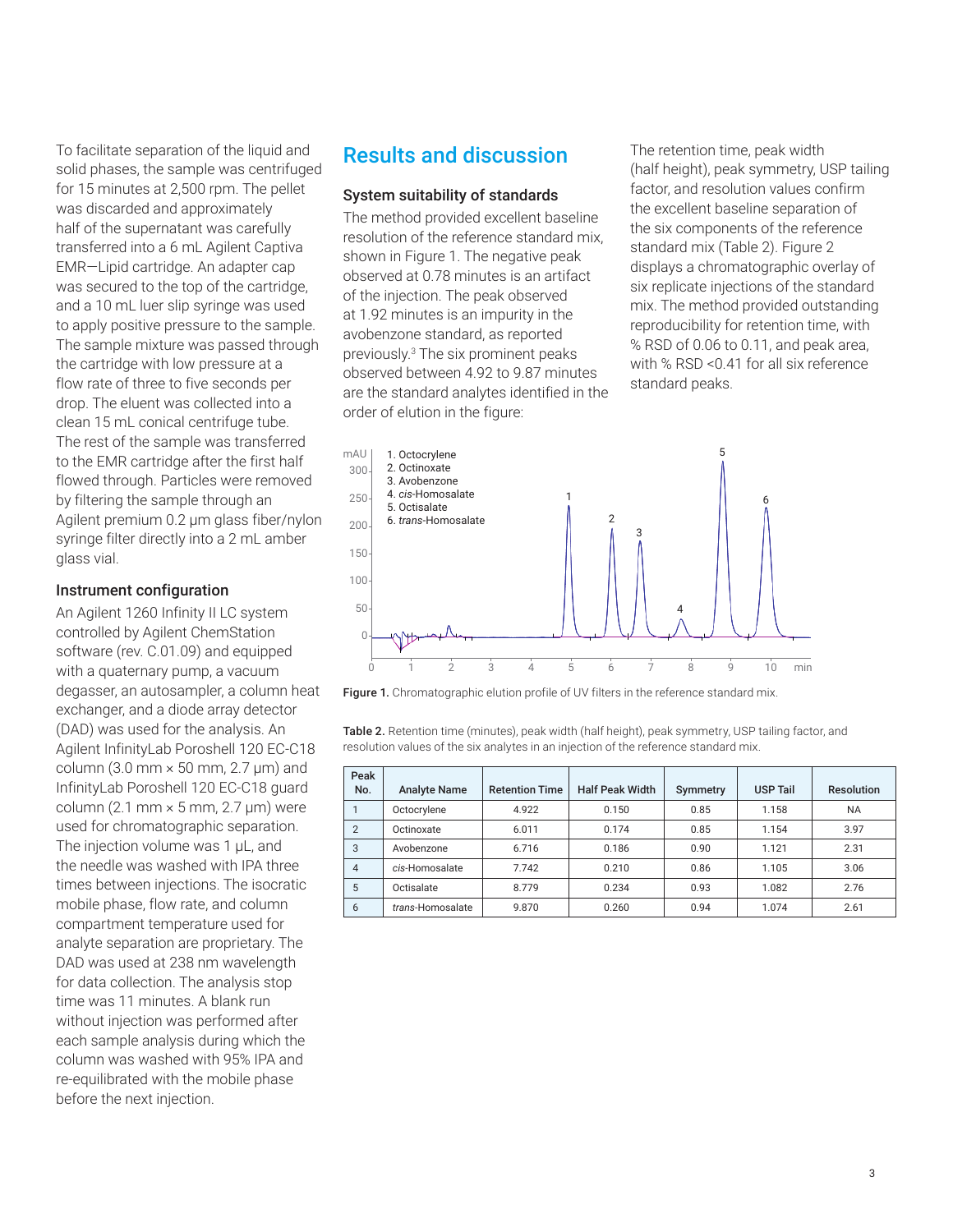To facilitate separation of the liquid and solid phases, the sample was centrifuged for 15 minutes at 2,500 rpm. The pellet was discarded and approximately half of the supernatant was carefully transferred into a 6 mL Agilent Captiva EMR—Lipid cartridge. An adapter cap was secured to the top of the cartridge, and a 10 mL luer slip syringe was used to apply positive pressure to the sample. The sample mixture was passed through the cartridge with low pressure at a flow rate of three to five seconds per drop. The eluent was collected into a clean 15 mL conical centrifuge tube. The rest of the sample was transferred to the EMR cartridge after the first half flowed through. Particles were removed by filtering the sample through an Agilent premium 0.2 µm glass fiber/nylon syringe filter directly into a 2 mL amber glass vial.

### Instrument configuration

An Agilent 1260 Infinity II LC system controlled by Agilent ChemStation software (rev. C.01.09) and equipped with a quaternary pump, a vacuum degasser, an autosampler, a column heat exchanger, and a diode array detector (DAD) was used for the analysis. An Agilent InfinityLab Poroshell 120 EC-C18 column (3.0 mm × 50 mm, 2.7 µm) and InfinityLab Poroshell 120 EC-C18 guard column (2.1 mm × 5 mm, 2.7 µm) were used for chromatographic separation. The injection volume was 1 µL, and the needle was washed with IPA three times between injections. The isocratic mobile phase, flow rate, and column compartment temperature used for analyte separation are proprietary. The DAD was used at 238 nm wavelength for data collection. The analysis stop time was 11 minutes. A blank run without injection was performed after each sample analysis during which the column was washed with 95% IPA and re-equilibrated with the mobile phase before the next injection.

## Results and discussion

### System suitability of standards

The method provided excellent baseline resolution of the reference standard mix, shown in Figure 1. The negative peak observed at 0.78 minutes is an artifact of the injection. The peak observed at 1.92 minutes is an impurity in the avobenzone standard, as reported previously.[3] The six prominent peaks observed between 4.92 to 9.87 minutes are the standard analytes identified in the order of elution in the figure:

The retention time, peak width (half height), peak symmetry, USP tailing factor, and resolution values confirm the excellent baseline separation of the six components of the reference standard mix (Table 2). Figure 2 displays a chromatographic overlay of six replicate injections of the standard mix. The method provided outstanding reproducibility for retention time, with % RSD of 0.06 to 0.11, and peak area, with % RSD <0.41 for all six reference standard peaks.

**Figure 1.** Chromatographic elution profile of UV filters in the reference standard mix.

**Table 2.** Retention time (minutes), peak width (half height), peak symmetry, USP tailing factor, and resolution values of the six analytes in an injection of the reference standard mix.

| Peak No. | Analyte Name | Retention Time | Half Peak Width | Symmetry | USP Tail | Resolution |
|---|---|---|---|---|---|---|
| 1 | Octocrylene | 4.922 | 0.150 | 0.85 | 1.158 | NA |
| 2 | Octinoxate | 6.011 | 0.174 | 0.85 | 1.154 | 3.97 |
| 3 | Avobenzone | 6.716 | 0.186 | 0.90 | 1.121 | 2.31 |
| 4 | *cis*-Homosalate | 7.742 | 0.210 | 0.86 | 1.105 | 3.06 |
| 5 | Octisalate | 8.779 | 0.234 | 0.93 | 1.082 | 2.76 |
| 6 | *trans*-Homosalate | 9.870 | 0.260 | 0.94 | 1.074 | 2.61 |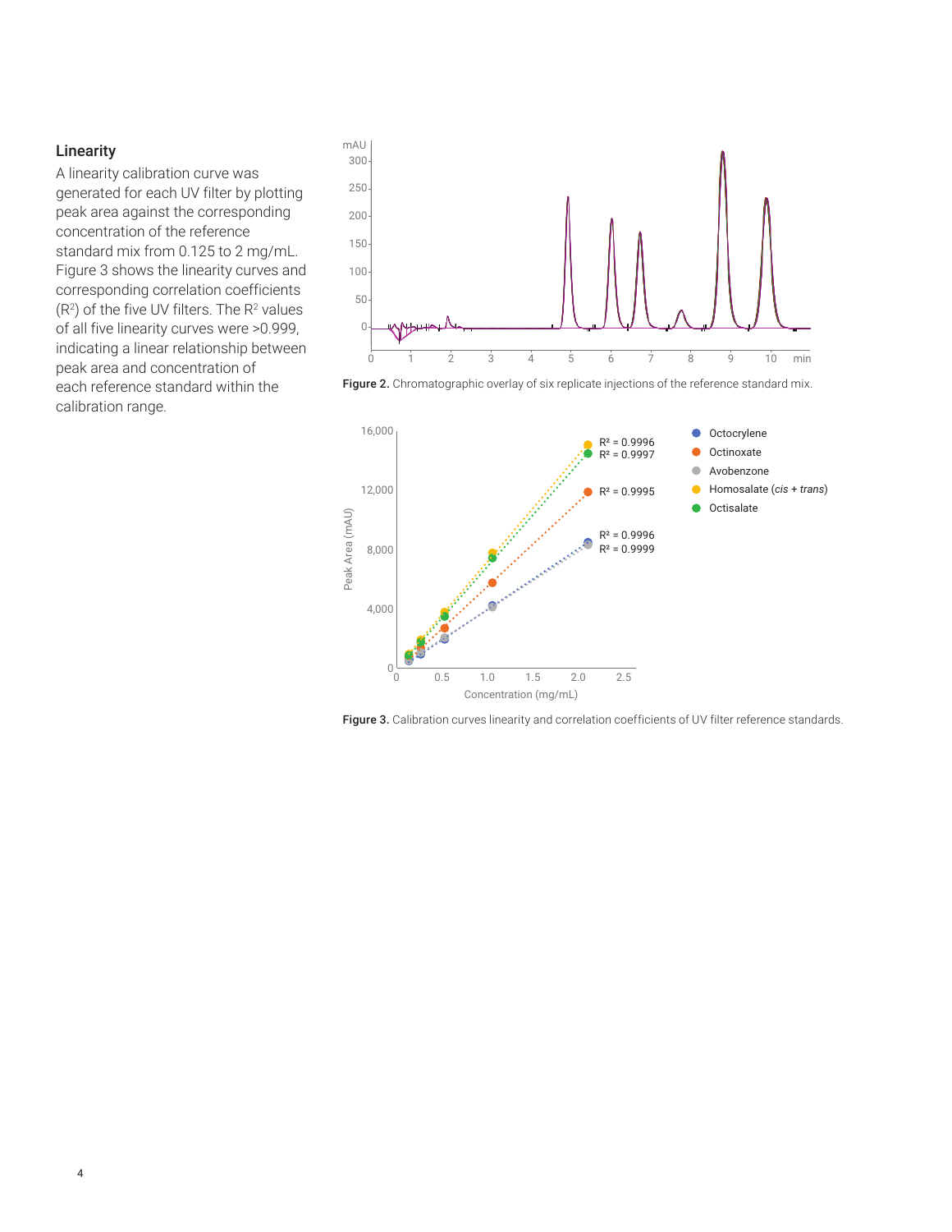## Linearity

A linearity calibration curve was generated for each UV filter by plotting peak area against the corresponding concentration of the reference standard mix from 0.125 to 2 mg/mL. Figure 3 shows the linearity curves and corresponding correlation coefficients ($R^2$) of the five UV filters. The $R^2$ values of all five linearity curves were >0.999, indicating a linear relationship between peak area and concentration of each reference standard within the calibration range.

**Figure 2.** Chromatographic overlay of six replicate injections of the reference standard mix.

**Figure 3.** Calibration curves linearity and correlation coefficients of UV filter reference standards.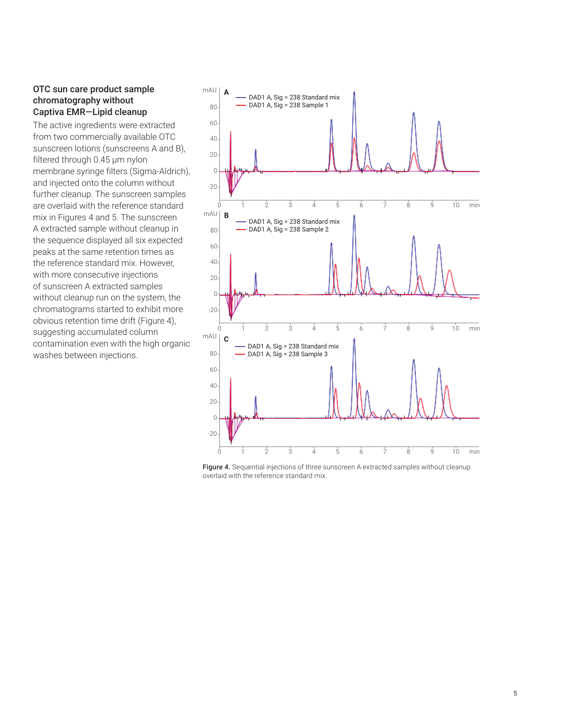### OTC sun care product sample chromatography without Captiva EMR—Lipid cleanup

The active ingredients were extracted from two commercially available OTC sunscreen lotions (sunscreens A and B), filtered through 0.45 µm nylon membrane syringe filters (Sigma-Aldrich), and injected onto the column without further cleanup. The sunscreen samples are overlaid with the reference standard mix in Figures 4 and 5. The sunscreen A extracted sample without cleanup in the sequence displayed all six expected peaks at the same retention times as the reference standard mix. However, with more consecutive injections of sunscreen A extracted samples without cleanup run on the system, the chromatograms started to exhibit more obvious retention time drift (Figure 4), suggesting accumulated column contamination even with the high organic washes between injections.

**Figure 4.** Sequential injections of three sunscreen A extracted samples without cleanup overlaid with the reference standard mix.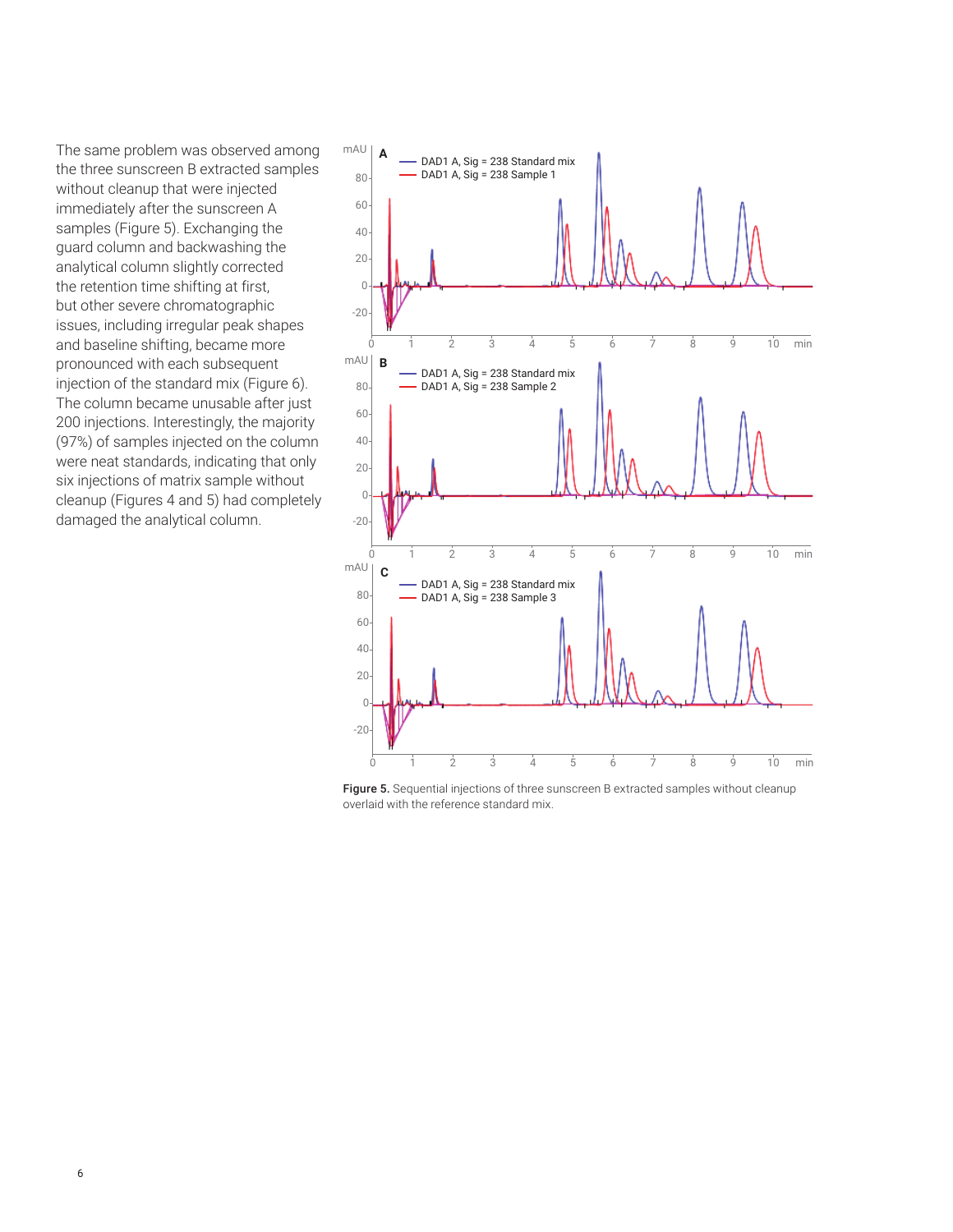The same problem was observed among the three sunscreen B extracted samples without cleanup that were injected immediately after the sunscreen A samples (Figure 5). Exchanging the guard column and backwashing the analytical column slightly corrected the retention time shifting at first, but other severe chromatographic issues, including irregular peak shapes and baseline shifting, became more pronounced with each subsequent injection of the standard mix (Figure 6). The column became unusable after just 200 injections. Interestingly, the majority (97%) of samples injected on the column were neat standards, indicating that only six injections of matrix sample without cleanup (Figures 4 and 5) had completely damaged the analytical column.

**Figure 5.** Sequential injections of three sunscreen B extracted samples without cleanup overlaid with the reference standard mix.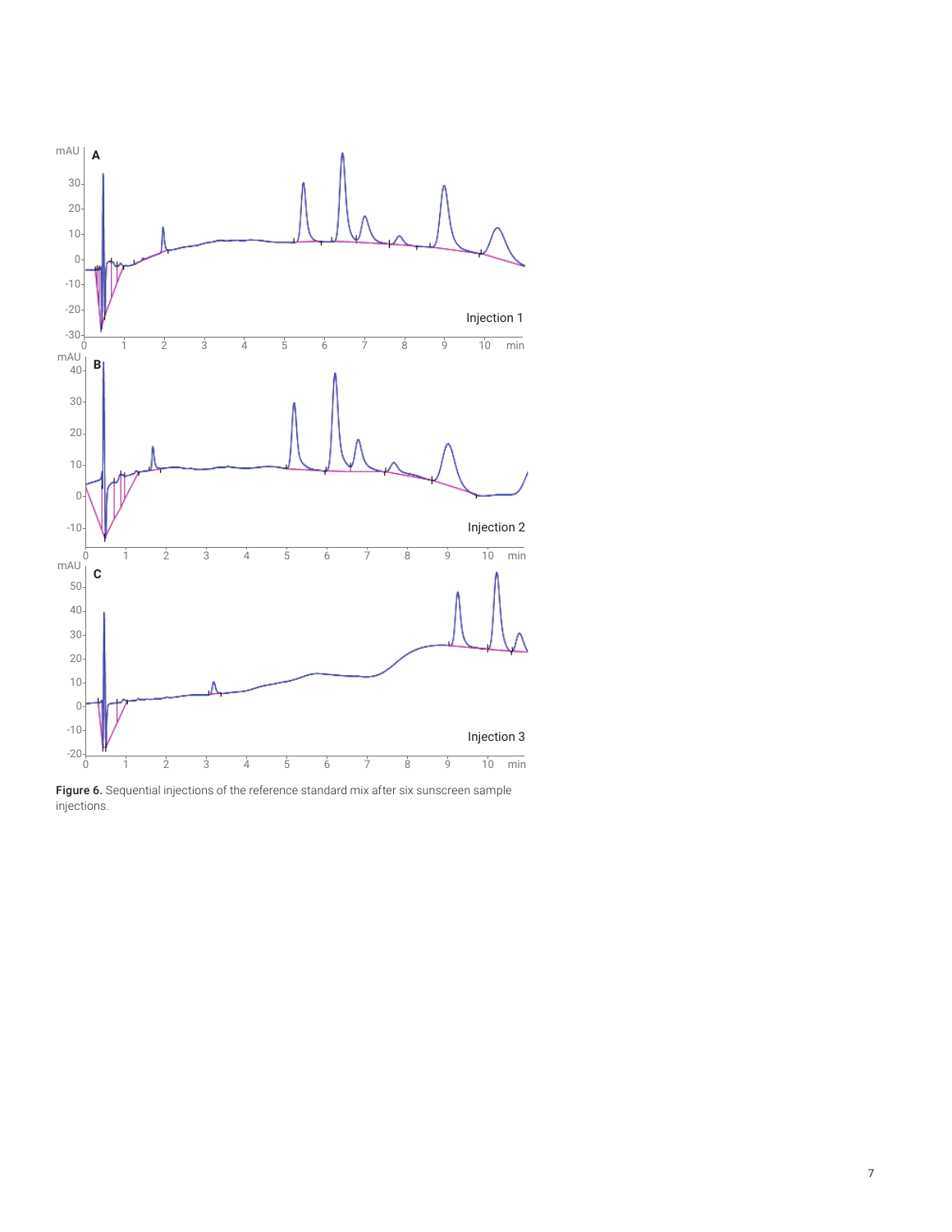**Figure 6.** Sequential injections of the reference standard mix after six sunscreen sample injections.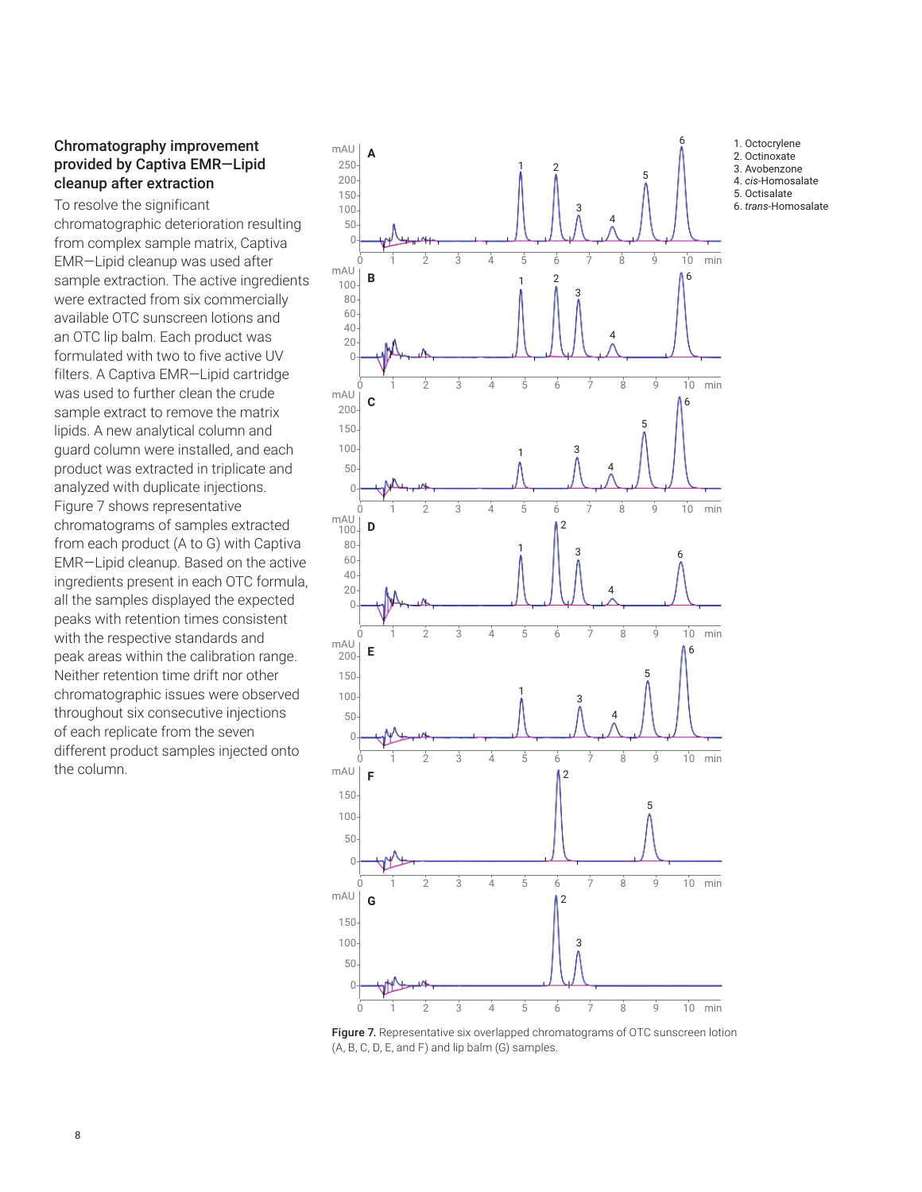### Chromatography improvement provided by Captiva EMR—Lipid cleanup after extraction

To resolve the significant chromatographic deterioration resulting from complex sample matrix, Captiva EMR—Lipid cleanup was used after sample extraction. The active ingredients were extracted from six commercially available OTC sunscreen lotions and an OTC lip balm. Each product was formulated with two to five active UV filters. A Captiva EMR—Lipid cartridge was used to further clean the crude sample extract to remove the matrix lipids. A new analytical column and guard column were installed, and each product was extracted in triplicate and analyzed with duplicate injections. Figure 7 shows representative chromatograms of samples extracted from each product (A to G) with Captiva EMR—Lipid cleanup. Based on the active ingredients present in each OTC formula, all the samples displayed the expected peaks with retention times consistent with the respective standards and peak areas within the calibration range. Neither retention time drift nor other chromatographic issues were observed throughout six consecutive injections of each replicate from the seven different product samples injected onto the column.

1. Octocrylene
2. Octinoxate
3. Avobenzone
4. *cis*-Homosalate
5. Octisalate
6. *trans*-Homosalate

**Figure 7.** Representative six overlapped chromatograms of OTC sunscreen lotion (A, B, C, D, E, and F) and lip balm (G) samples.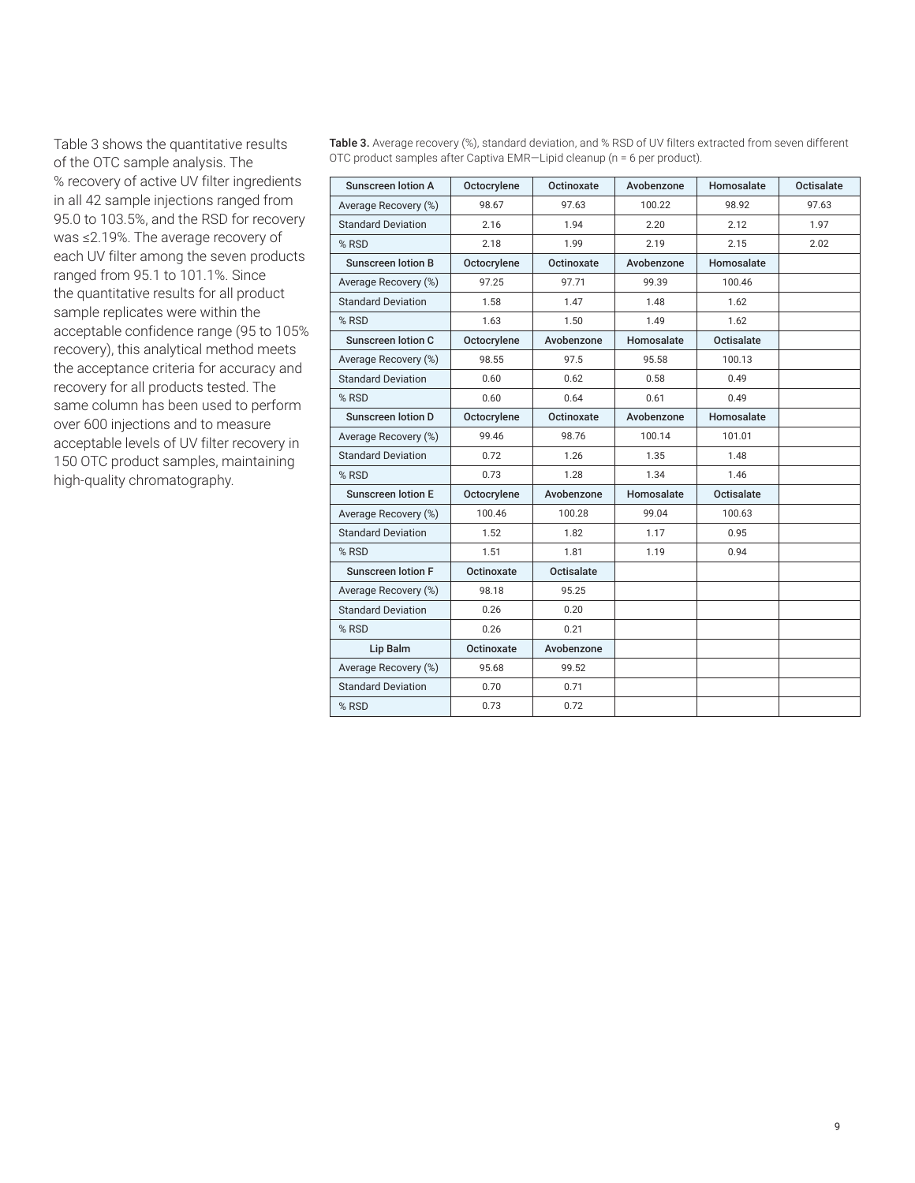Table 3 shows the quantitative results of the OTC sample analysis. The % recovery of active UV filter ingredients in all 42 sample injections ranged from 95.0 to 103.5%, and the RSD for recovery was ≤2.19%. The average recovery of each UV filter among the seven products ranged from 95.1 to 101.1%. Since the quantitative results for all product sample replicates were within the acceptable confidence range (95 to 105% recovery), this analytical method meets the acceptance criteria for accuracy and recovery for all products tested. The same column has been used to perform over 600 injections and to measure acceptable levels of UV filter recovery in 150 OTC product samples, maintaining high-quality chromatography.

**Table 3.** Average recovery (%), standard deviation, and % RSD of UV filters extracted from seven different OTC product samples after Captiva EMR—Lipid cleanup (n = 6 per product).

| Sunscreen lotion A | Octocrylene | Octinoxate | Avobenzone | Homosalate | Octisalate |
|---|---|---|---|---|---|
| Average Recovery (%) | 98.67 | 97.63 | 100.22 | 98.92 | 97.63 |
| Standard Deviation | 2.16 | 1.94 | 2.20 | 2.12 | 1.97 |
| % RSD | 2.18 | 1.99 | 2.19 | 2.15 | 2.02 |
| **Sunscreen lotion B** | **Octocrylene** | **Octinoxate** | **Avobenzone** | **Homosalate** | |
| Average Recovery (%) | 97.25 | 97.71 | 99.39 | 100.46 | |
| Standard Deviation | 1.58 | 1.47 | 1.48 | 1.62 | |
| % RSD | 1.63 | 1.50 | 1.49 | 1.62 | |
| **Sunscreen lotion C** | **Octocrylene** | **Avobenzone** | **Homosalate** | **Octisalate** | |
| Average Recovery (%) | 98.55 | 97.5 | 95.58 | 100.13 | |
| Standard Deviation | 0.60 | 0.62 | 0.58 | 0.49 | |
| % RSD | 0.60 | 0.64 | 0.61 | 0.49 | |
| **Sunscreen lotion D** | **Octocrylene** | **Octinoxate** | **Avobenzone** | **Homosalate** | |
| Average Recovery (%) | 99.46 | 98.76 | 100.14 | 101.01 | |
| Standard Deviation | 0.72 | 1.26 | 1.35 | 1.48 | |
| % RSD | 0.73 | 1.28 | 1.34 | 1.46 | |
| **Sunscreen lotion E** | **Octocrylene** | **Avobenzone** | **Homosalate** | **Octisalate** | |
| Average Recovery (%) | 100.46 | 100.28 | 99.04 | 100.63 | |
| Standard Deviation | 1.52 | 1.82 | 1.17 | 0.95 | |
| % RSD | 1.51 | 1.81 | 1.19 | 0.94 | |
| **Sunscreen lotion F** | **Octinoxate** | **Octisalate** | | | |
| Average Recovery (%) | 98.18 | 95.25 | | | |
| Standard Deviation | 0.26 | 0.20 | | | |
| % RSD | 0.26 | 0.21 | | | |
| **Lip Balm** | **Octinoxate** | **Avobenzone** | | | |
| Average Recovery (%) | 95.68 | 99.52 | | | |
| Standard Deviation | 0.70 | 0.71 | | | |
| % RSD | 0.73 | 0.72 | | | |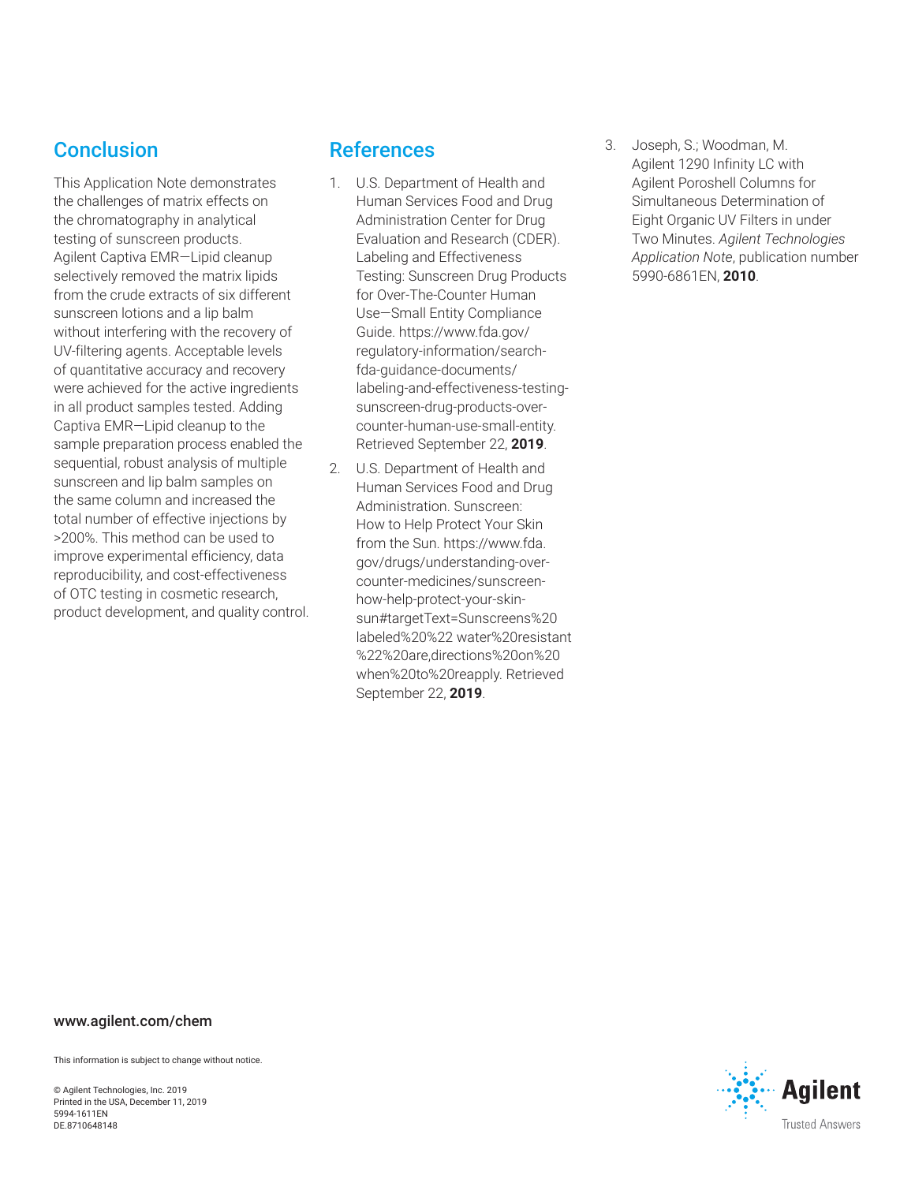## Conclusion

This Application Note demonstrates the challenges of matrix effects on the chromatography in analytical testing of sunscreen products. Agilent Captiva EMR—Lipid cleanup selectively removed the matrix lipids from the crude extracts of six different sunscreen lotions and a lip balm without interfering with the recovery of UV-filtering agents. Acceptable levels of quantitative accuracy and recovery were achieved for the active ingredients in all product samples tested. Adding Captiva EMR—Lipid cleanup to the sample preparation process enabled the sequential, robust analysis of multiple sunscreen and lip balm samples on the same column and increased the total number of effective injections by >200%. This method can be used to improve experimental efficiency, data reproducibility, and cost-effectiveness of OTC testing in cosmetic research, product development, and quality control.

## References

1. U.S. Department of Health and Human Services Food and Drug Administration Center for Drug Evaluation and Research (CDER). Labeling and Effectiveness Testing: Sunscreen Drug Products for Over-The-Counter Human Use—Small Entity Compliance Guide. https://www.fda.gov/regulatory-information/search-fda-guidance-documents/labeling-and-effectiveness-testing-sunscreen-drug-products-over-counter-human-use-small-entity. Retrieved September 22, **2019**.
2. U.S. Department of Health and Human Services Food and Drug Administration. Sunscreen: How to Help Protect Your Skin from the Sun. https://www.fda.gov/drugs/understanding-over-counter-medicines/sunscreen-how-help-protect-your-skin-sun#targetText=Sunscreens%20labeled%20%22 water%20resistant%22%20are,directions%20on%20when%20to%20reapply. Retrieved September 22, **2019**.
3. Joseph, S.; Woodman, M. Agilent 1290 Infinity LC with Agilent Poroshell Columns for Simultaneous Determination of Eight Organic UV Filters in under Two Minutes. *Agilent Technologies Application Note*, publication number 5990-6861EN, **2010**.

www.agilent.com/chem

This information is subject to change without notice.

© Agilent Technologies, Inc. 2019
Printed in the USA, December 11, 2019
5994-1611EN
DE.8710648148